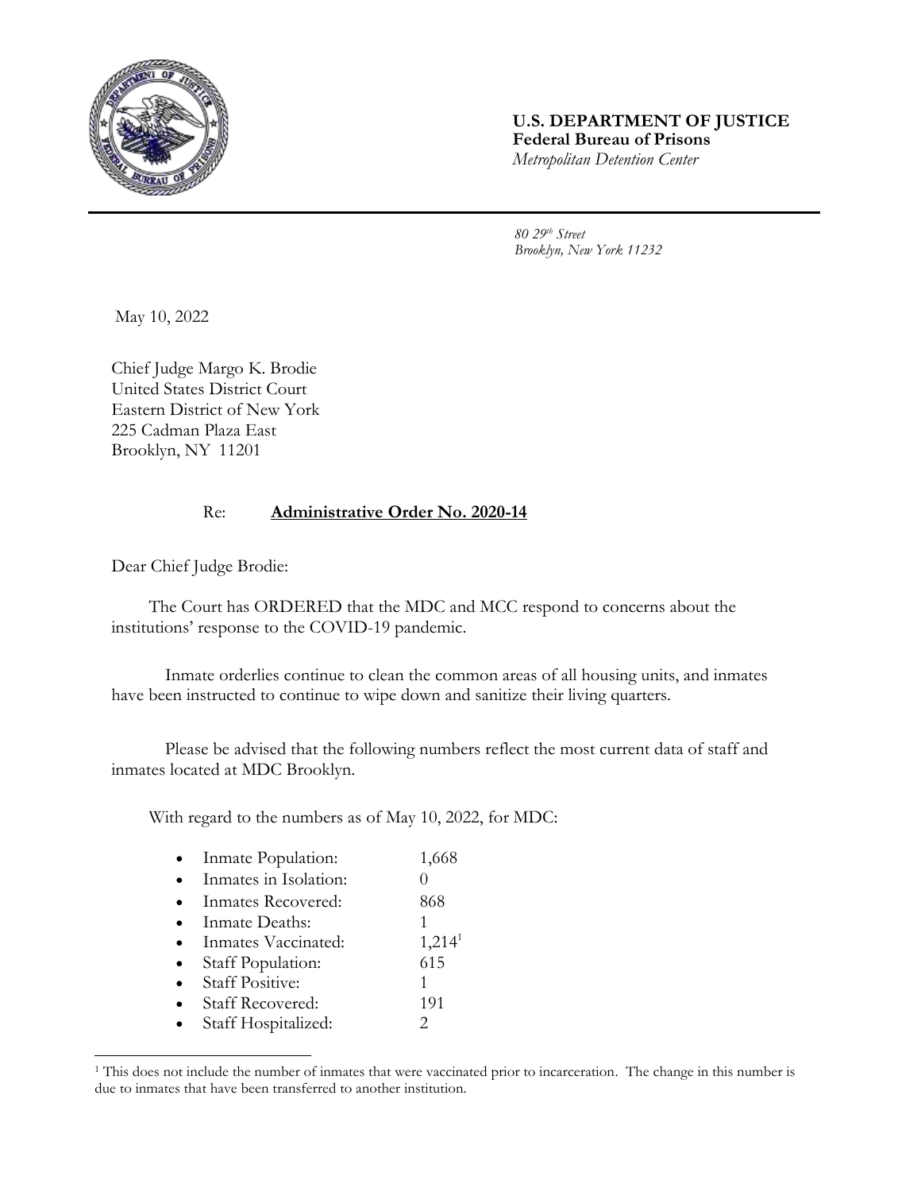**U.S. DEPARTMENT OF JUSTICE**
**Federal Bureau of Prisons**
*Metropolitan Detention Center*

*80 29th Street*
*Brooklyn, New York 11232*

May 10, 2022

Chief Judge Margo K. Brodie
United States District Court
Eastern District of New York
225 Cadman Plaza East
Brooklyn, NY 11201

Re: **Administrative Order No. 2020-14**

Dear Chief Judge Brodie:

The Court has ORDERED that the MDC and MCC respond to concerns about the institutions' response to the COVID-19 pandemic.

Inmate orderlies continue to clean the common areas of all housing units, and inmates have been instructed to continue to wipe down and sanitize their living quarters.

Please be advised that the following numbers reflect the most current data of staff and inmates located at MDC Brooklyn.

With regard to the numbers as of May 10, 2022, for MDC:

- Inmate Population: 1,668
- Inmates in Isolation: 0
- Inmates Recovered: 868
- Inmate Deaths: 1
- Inmates Vaccinated: 1,214[1]
- Staff Population: 615
- Staff Positive: 1
- Staff Recovered: 191
- Staff Hospitalized: 2

[1] This does not include the number of inmates that were vaccinated prior to incarceration. The change in this number is due to inmates that have been transferred to another institution.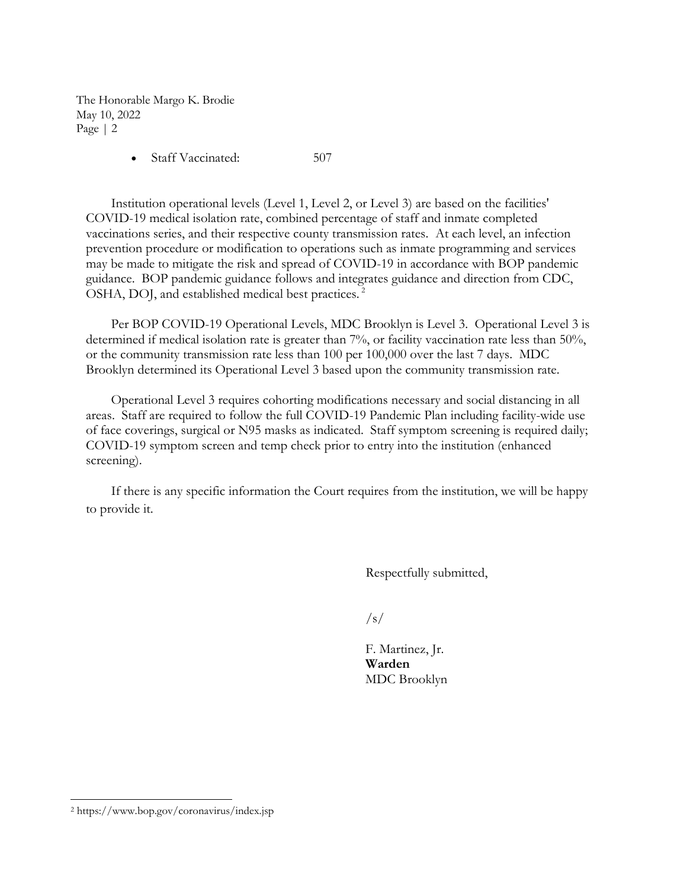- Staff Vaccinated: 507

Institution operational levels (Level 1, Level 2, or Level 3) are based on the facilities' COVID-19 medical isolation rate, combined percentage of staff and inmate completed vaccinations series, and their respective county transmission rates. At each level, an infection prevention procedure or modification to operations such as inmate programming and services may be made to mitigate the risk and spread of COVID-19 in accordance with BOP pandemic guidance. BOP pandemic guidance follows and integrates guidance and direction from CDC, OSHA, DOJ, and established medical best practices.[2]

Per BOP COVID-19 Operational Levels, MDC Brooklyn is Level 3. Operational Level 3 is determined if medical isolation rate is greater than 7%, or facility vaccination rate less than 50%, or the community transmission rate less than 100 per 100,000 over the last 7 days. MDC Brooklyn determined its Operational Level 3 based upon the community transmission rate.

Operational Level 3 requires cohorting modifications necessary and social distancing in all areas. Staff are required to follow the full COVID-19 Pandemic Plan including facility-wide use of face coverings, surgical or N95 masks as indicated. Staff symptom screening is required daily; COVID-19 symptom screen and temp check prior to entry into the institution (enhanced screening).

If there is any specific information the Court requires from the institution, we will be happy to provide it.

Respectfully submitted,

/s/

F. Martinez, Jr.
**Warden**
MDC Brooklyn

---

[2] https://www.bop.gov/coronavirus/index.jsp